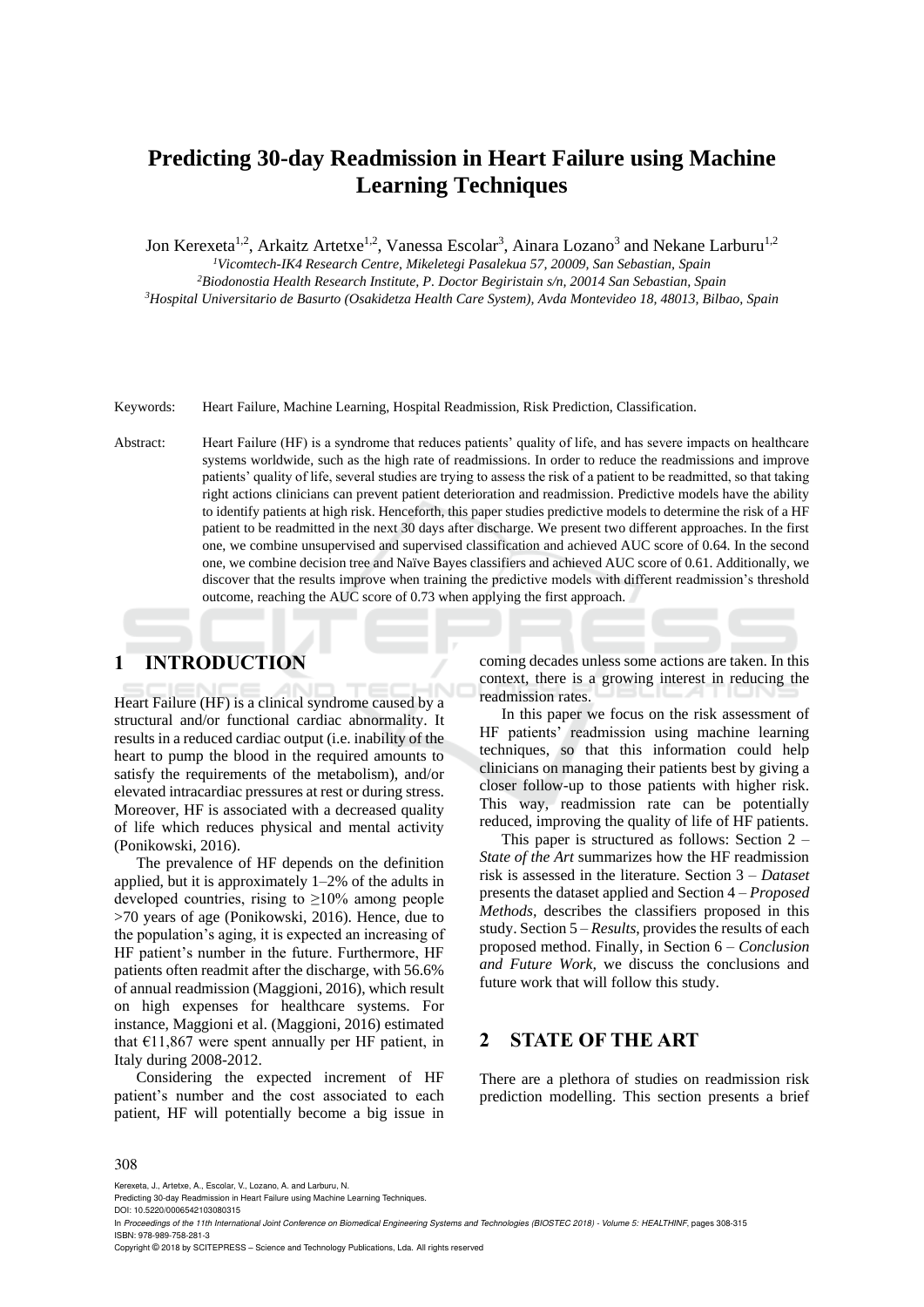# Predicting 30-day Readmission in Heart Failure using Machine Learning Techniques

Jon Kerexeta[1,2], Arkaitz Artetxe[1,2], Vanessa Escolar[3], Ainara Lozano[3] and Nekane Larburu[1,2]

[1]*Vicomtech-IK4 Research Centre, Mikeletegi Pasalekua 57, 20009, San Sebastian, Spain*
[2]*Biodonostia Health Research Institute, P. Doctor Begiristain s/n, 20014 San Sebastian, Spain*
[3]*Hospital Universitario de Basurto (Osakidetza Health Care System), Avda Montevideo 18, 48013, Bilbao, Spain*

Keywords: Heart Failure, Machine Learning, Hospital Readmission, Risk Prediction, Classification.

Abstract: Heart Failure (HF) is a syndrome that reduces patients' quality of life, and has severe impacts on healthcare systems worldwide, such as the high rate of readmissions. In order to reduce the readmissions and improve patients' quality of life, several studies are trying to assess the risk of a patient to be readmitted, so that taking right actions clinicians can prevent patient deterioration and readmission. Predictive models have the ability to identify patients at high risk. Henceforth, this paper studies predictive models to determine the risk of a HF patient to be readmitted in the next 30 days after discharge. We present two different approaches. In the first one, we combine unsupervised and supervised classification and achieved AUC score of 0.64. In the second one, we combine decision tree and Naïve Bayes classifiers and achieved AUC score of 0.61. Additionally, we discover that the results improve when training the predictive models with different readmission's threshold outcome, reaching the AUC score of 0.73 when applying the first approach.

## 1 INTRODUCTION

Heart Failure (HF) is a clinical syndrome caused by a structural and/or functional cardiac abnormality. It results in a reduced cardiac output (i.e. inability of the heart to pump the blood in the required amounts to satisfy the requirements of the metabolism), and/or elevated intracardiac pressures at rest or during stress. Moreover, HF is associated with a decreased quality of life which reduces physical and mental activity (Ponikowski, 2016).

The prevalence of HF depends on the definition applied, but it is approximately 1–2% of the adults in developed countries, rising to ≥10% among people >70 years of age (Ponikowski, 2016). Hence, due to the population's aging, it is expected an increasing of HF patient's number in the future. Furthermore, HF patients often readmit after the discharge, with 56.6% of annual readmission (Maggioni, 2016), which result on high expenses for healthcare systems. For instance, Maggioni et al. (Maggioni, 2016) estimated that €11,867 were spent annually per HF patient, in Italy during 2008-2012.

Considering the expected increment of HF patient's number and the cost associated to each patient, HF will potentially become a big issue in coming decades unless some actions are taken. In this context, there is a growing interest in reducing the readmission rates.

In this paper we focus on the risk assessment of HF patients' readmission using machine learning techniques, so that this information could help clinicians on managing their patients best by giving a closer follow-up to those patients with higher risk. This way, readmission rate can be potentially reduced, improving the quality of life of HF patients.

This paper is structured as follows: Section 2 – *State of the Art* summarizes how the HF readmission risk is assessed in the literature. Section 3 – *Dataset* presents the dataset applied and Section 4 – *Proposed Methods*, describes the classifiers proposed in this study. Section 5 – *Results*, provides the results of each proposed method. Finally, in Section 6 – *Conclusion and Future Work*, we discuss the conclusions and future work that will follow this study.

## 2 STATE OF THE ART

There are a plethora of studies on readmission risk prediction modelling. This section presents a brief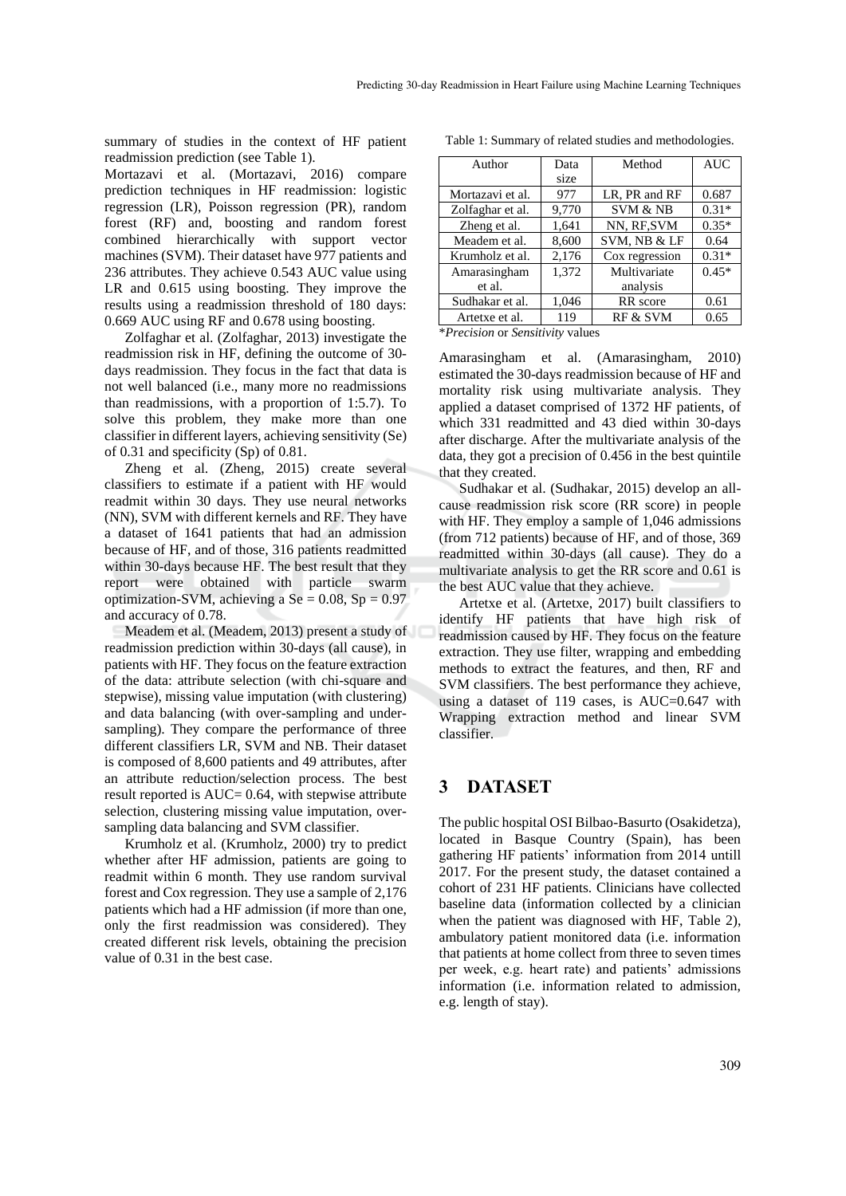summary of studies in the context of HF patient readmission prediction (see Table 1).

Mortazavi et al. (Mortazavi, 2016) compare prediction techniques in HF readmission: logistic regression (LR), Poisson regression (PR), random forest (RF) and, boosting and random forest combined hierarchically with support vector machines (SVM). Their dataset have 977 patients and 236 attributes. They achieve 0.543 AUC value using LR and 0.615 using boosting. They improve the results using a readmission threshold of 180 days: 0.669 AUC using RF and 0.678 using boosting.

Zolfaghar et al. (Zolfaghar, 2013) investigate the readmission risk in HF, defining the outcome of 30-days readmission. They focus in the fact that data is not well balanced (i.e., many more no readmissions than readmissions, with a proportion of 1:5.7). To solve this problem, they make more than one classifier in different layers, achieving sensitivity (Se) of 0.31 and specificity (Sp) of 0.81.

Zheng et al. (Zheng, 2015) create several classifiers to estimate if a patient with HF would readmit within 30 days. They use neural networks (NN), SVM with different kernels and RF. They have a dataset of 1641 patients that had an admission because of HF, and of those, 316 patients readmitted within 30-days because HF. The best result that they report were obtained with particle swarm optimization-SVM, achieving a Se = 0.08, Sp = 0.97 and accuracy of 0.78.

Meadem et al. (Meadem, 2013) present a study of readmission prediction within 30-days (all cause), in patients with HF. They focus on the feature extraction of the data: attribute selection (with chi-square and stepwise), missing value imputation (with clustering) and data balancing (with over-sampling and under-sampling). They compare the performance of three different classifiers LR, SVM and NB. Their dataset is composed of 8,600 patients and 49 attributes, after an attribute reduction/selection process. The best result reported is AUC= 0.64, with stepwise attribute selection, clustering missing value imputation, over-sampling data balancing and SVM classifier.

Krumholz et al. (Krumholz, 2000) try to predict whether after HF admission, patients are going to readmit within 6 month. They use random survival forest and Cox regression. They use a sample of 2,176 patients which had a HF admission (if more than one, only the first readmission was considered). They created different risk levels, obtaining the precision value of 0.31 in the best case.

Table 1: Summary of related studies and methodologies.

| Author | Data size | Method | AUC |
|---|---|---|---|
| Mortazavi et al. | 977 | LR, PR and RF | 0.687 |
| Zolfaghar et al. | 9,770 | SVM & NB | 0.31* |
| Zheng et al. | 1,641 | NN, RF,SVM | 0.35* |
| Meadem et al. | 8,600 | SVM, NB & LF | 0.64 |
| Krumholz et al. | 2,176 | Cox regression | 0.31* |
| Amarasingham et al. | 1,372 | Multivariate analysis | 0.45* |
| Sudhakar et al. | 1,046 | RR score | 0.61 |
| Artetxe et al. | 119 | RF & SVM | 0.65 |

\**Precision* or *Sensitivity* values

Amarasingham et al. (Amarasingham, 2010) estimated the 30-days readmission because of HF and mortality risk using multivariate analysis. They applied a dataset comprised of 1372 HF patients, of which 331 readmitted and 43 died within 30-days after discharge. After the multivariate analysis of the data, they got a precision of 0.456 in the best quintile that they created.

Sudhakar et al. (Sudhakar, 2015) develop an all-cause readmission risk score (RR score) in people with HF. They employ a sample of 1,046 admissions (from 712 patients) because of HF, and of those, 369 readmitted within 30-days (all cause). They do a multivariate analysis to get the RR score and 0.61 is the best AUC value that they achieve.

Artetxe et al. (Artetxe, 2017) built classifiers to identify HF patients that have high risk of readmission caused by HF. They focus on the feature extraction. They use filter, wrapping and embedding methods to extract the features, and then, RF and SVM classifiers. The best performance they achieve, using a dataset of 119 cases, is AUC=0.647 with Wrapping extraction method and linear SVM classifier.

## 3 DATASET

The public hospital OSI Bilbao-Basurto (Osakidetza), located in Basque Country (Spain), has been gathering HF patients' information from 2014 untill 2017. For the present study, the dataset contained a cohort of 231 HF patients. Clinicians have collected baseline data (information collected by a clinician when the patient was diagnosed with HF, Table 2), ambulatory patient monitored data (i.e. information that patients at home collect from three to seven times per week, e.g. heart rate) and patients' admissions information (i.e. information related to admission, e.g. length of stay).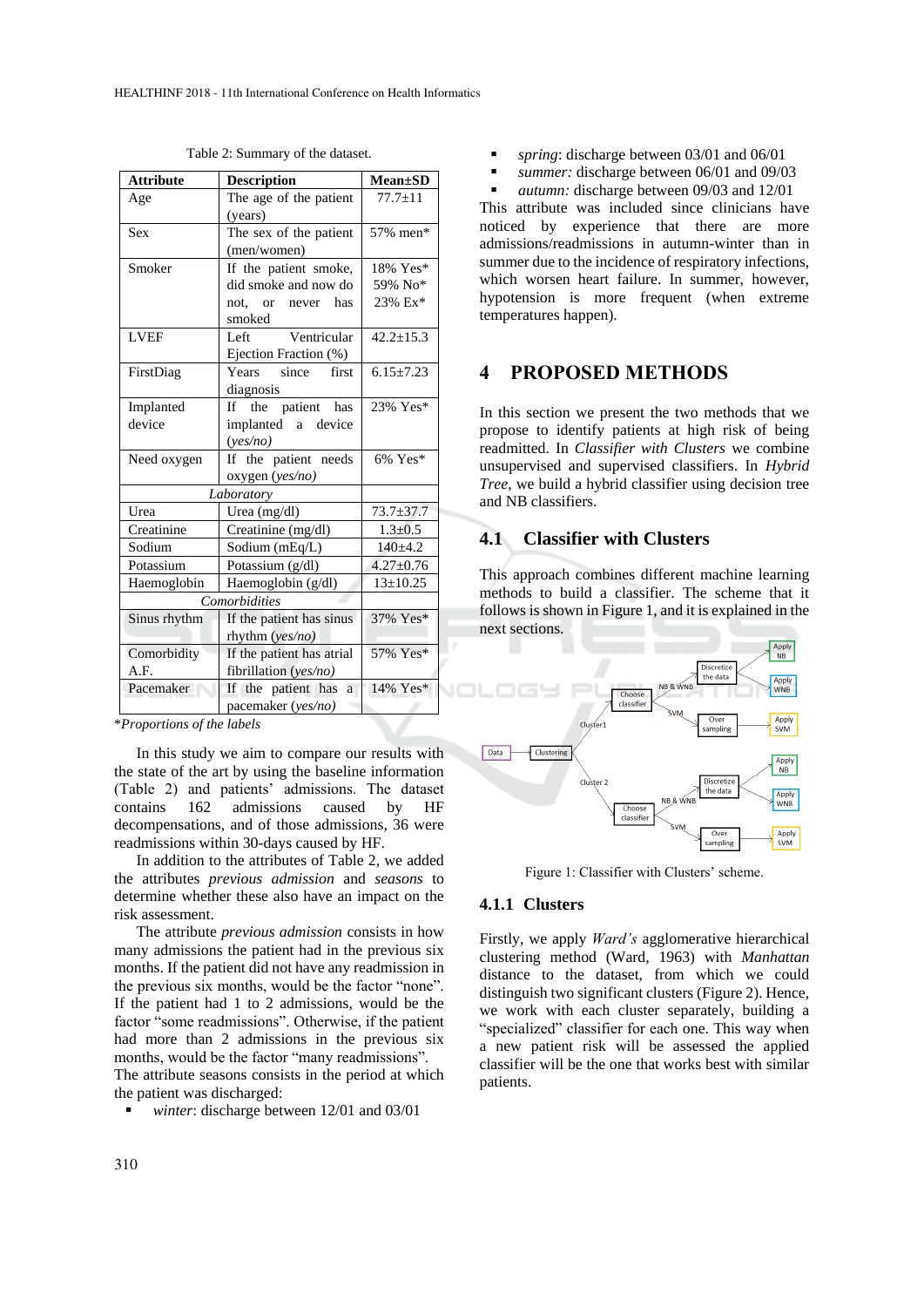Table 2: Summary of the dataset.

| Attribute | Description | Mean±SD |
|---|---|---|
| Age | The age of the patient (years) | 77.7±11 |
| Sex | The sex of the patient (men/women) | 57% men* |
| Smoker | If the patient smoke, did smoke and now do not, or never has smoked | 18% Yes* 59% No* 23% Ex* |
| LVEF | Left Ventricular Ejection Fraction (%) | 42.2±15.3 |
| FirstDiag | Years since first diagnosis | 6.15±7.23 |
| Implanted device | If the patient has implanted a device (*yes/no*) | 23% Yes* |
| Need oxygen | If the patient needs oxygen (*yes/no*) | 6% Yes* |
| | *Laboratory* | |
| Urea | Urea (mg/dl) | 73.7±37.7 |
| Creatinine | Creatinine (mg/dl) | 1.3±0.5 |
| Sodium | Sodium (mEq/L) | 140±4.2 |
| Potassium | Potassium (g/dl) | 4.27±0.76 |
| Haemoglobin | Haemoglobin (g/dl) | 13±10.25 |
| | *Comorbidities* | |
| Sinus rhythm | If the patient has sinus rhythm (*yes/no*) | 37% Yes* |
| Comorbidity A.F. | If the patient has atrial fibrillation (*yes/no*) | 57% Yes* |
| Pacemaker | If the patient has a pacemaker (*yes/no*) | 14% Yes* |

*\*Proportions of the labels*

In this study we aim to compare our results with the state of the art by using the baseline information (Table 2) and patients' admissions. The dataset contains 162 admissions caused by HF decompensations, and of those admissions, 36 were readmissions within 30-days caused by HF.

In addition to the attributes of Table 2, we added the attributes *previous admission* and *seasons* to determine whether these also have an impact on the risk assessment.

The attribute *previous admission* consists in how many admissions the patient had in the previous six months. If the patient did not have any readmission in the previous six months, would be the factor "none". If the patient had 1 to 2 admissions, would be the factor "some readmissions". Otherwise, if the patient had more than 2 admissions in the previous six months, would be the factor "many readmissions". The attribute seasons consists in the period at which the patient was discharged:

- *winter*: discharge between 12/01 and 03/01
- *spring*: discharge between 03/01 and 06/01
- *summer:* discharge between 06/01 and 09/03
- *autumn:* discharge between 09/03 and 12/01

This attribute was included since clinicians have noticed by experience that there are more admissions/readmissions in autumn-winter than in summer due to the incidence of respiratory infections, which worsen heart failure. In summer, however, hypotension is more frequent (when extreme temperatures happen).

# 4 PROPOSED METHODS

In this section we present the two methods that we propose to identify patients at high risk of being readmitted. In *Classifier with Clusters* we combine unsupervised and supervised classifiers. In *Hybrid Tree*, we build a hybrid classifier using decision tree and NB classifiers.

## 4.1 Classifier with Clusters

This approach combines different machine learning methods to build a classifier. The scheme that it follows is shown in Figure 1, and it is explained in the next sections.

Figure 1: Classifier with Clusters' scheme.

### 4.1.1 Clusters

Firstly, we apply *Ward's* agglomerative hierarchical clustering method (Ward, 1963) with *Manhattan* distance to the dataset, from which we could distinguish two significant clusters (Figure 2). Hence, we work with each cluster separately, building a "specialized" classifier for each one. This way when a new patient risk will be assessed the applied classifier will be the one that works best with similar patients.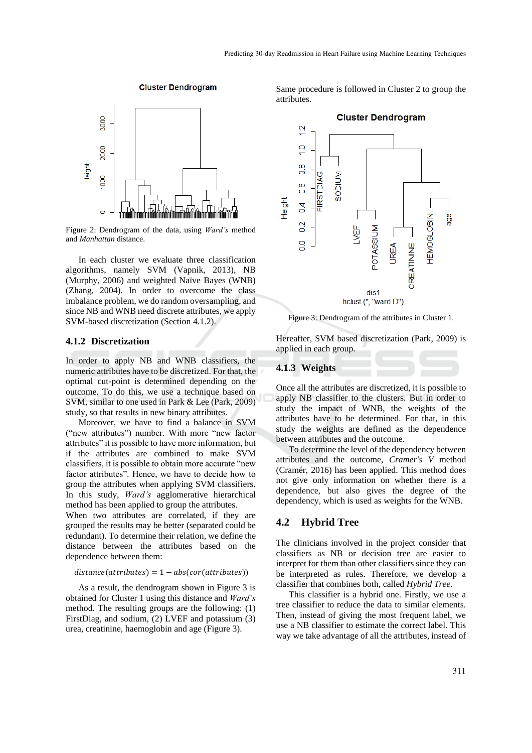Figure 2: Dendrogram of the data, using *Ward's* method and *Manhattan* distance.

In each cluster we evaluate three classification algorithms, namely SVM (Vapnik, 2013), NB (Murphy, 2006) and weighted Naïve Bayes (WNB) (Zhang, 2004). In order to overcome the class imbalance problem, we do random oversampling, and since NB and WNB need discrete attributes, we apply SVM-based discretization (Section 4.1.2).

### 4.1.2 Discretization

In order to apply NB and WNB classifiers, the numeric attributes have to be discretized. For that, the optimal cut-point is determined depending on the outcome. To do this, we use a technique based on SVM, similar to one used in Park & Lee (Park, 2009) study, so that results in new binary attributes.

Moreover, we have to find a balance in SVM ("new attributes") number. With more "new factor attributes" it is possible to have more information, but if the attributes are combined to make SVM classifiers, it is possible to obtain more accurate "new factor attributes". Hence, we have to decide how to group the attributes when applying SVM classifiers. In this study, *Ward's* agglomerative hierarchical method has been applied to group the attributes.
When two attributes are correlated, if they are grouped the results may be better (separated could be redundant). To determine their relation, we define the distance between the attributes based on the dependence between them:

$$distance(attributes) = 1 - abs(cor(attributes))$$

As a result, the dendrogram shown in Figure 3 is obtained for Cluster 1 using this distance and *Ward's* method. The resulting groups are the following: (1) FirstDiag, and sodium, (2) LVEF and potassium (3) urea, creatinine, haemoglobin and age (Figure 3).

Same procedure is followed in Cluster 2 to group the attributes.

Figure 3: Dendrogram of the attributes in Cluster 1.

Hereafter, SVM based discretization (Park, 2009) is applied in each group.

### 4.1.3 Weights

Once all the attributes are discretized, it is possible to apply NB classifier to the clusters. But in order to study the impact of WNB, the weights of the attributes have to be determined. For that, in this study the weights are defined as the dependence between attributes and the outcome.

To determine the level of the dependency between attributes and the outcome, *Cramer's V* method (Cramér, 2016) has been applied. This method does not give only information on whether there is a dependence, but also gives the degree of the dependency, which is used as weights for the WNB.

## 4.2 Hybrid Tree

The clinicians involved in the project consider that classifiers as NB or decision tree are easier to interpret for them than other classifiers since they can be interpreted as rules. Therefore, we develop a classifier that combines both, called *Hybrid Tree*.

This classifier is a hybrid one. Firstly, we use a tree classifier to reduce the data to similar elements. Then, instead of giving the most frequent label, we use a NB classifier to estimate the correct label. This way we take advantage of all the attributes, instead of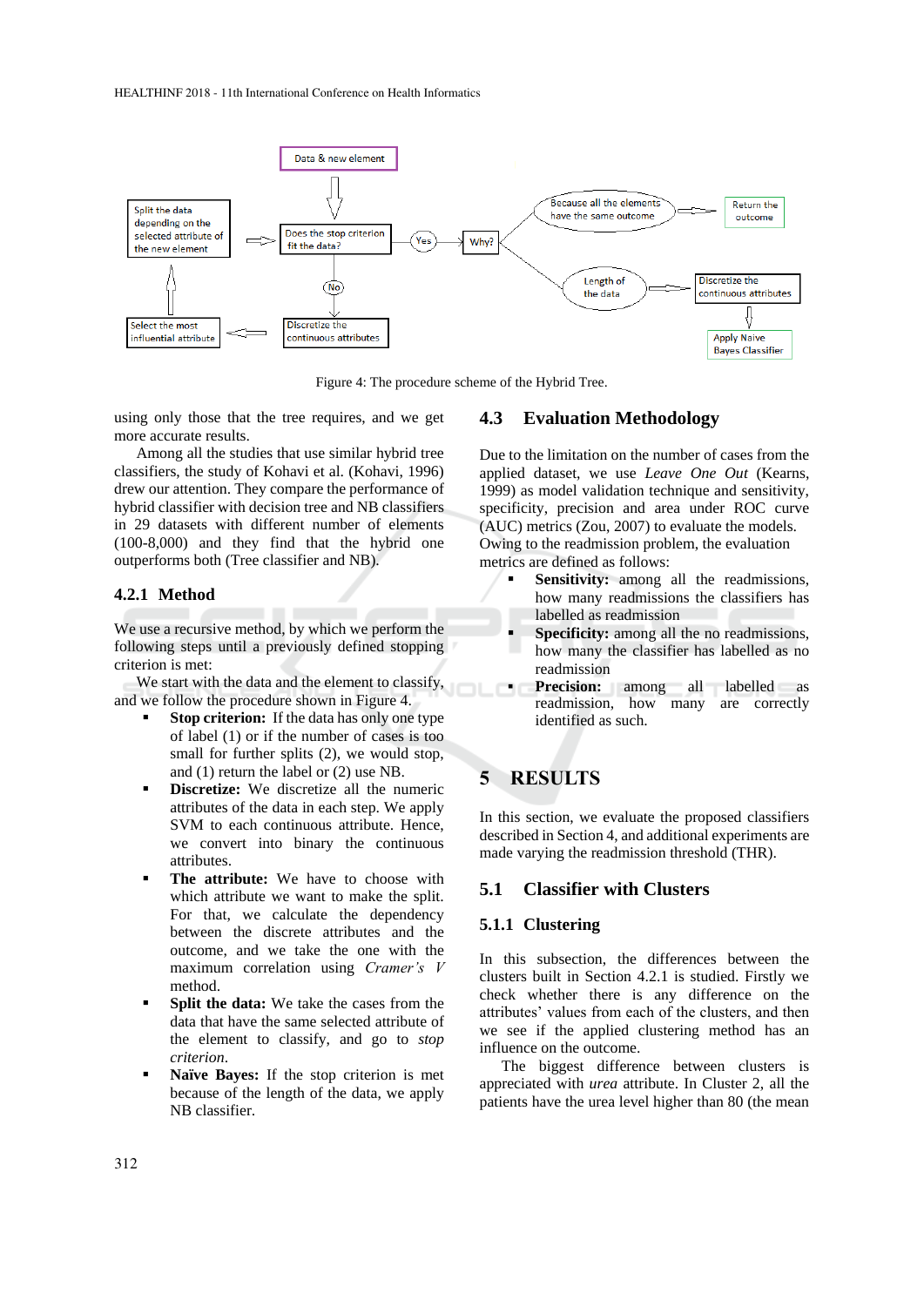Figure 4: The procedure scheme of the Hybrid Tree.

using only those that the tree requires, and we get more accurate results.

Among all the studies that use similar hybrid tree classifiers, the study of Kohavi et al. (Kohavi, 1996) drew our attention. They compare the performance of hybrid classifier with decision tree and NB classifiers in 29 datasets with different number of elements (100-8,000) and they find that the hybrid one outperforms both (Tree classifier and NB).

### 4.2.1 Method

We use a recursive method, by which we perform the following steps until a previously defined stopping criterion is met:

We start with the data and the element to classify, and we follow the procedure shown in Figure 4.

- **Stop criterion:** If the data has only one type of label (1) or if the number of cases is too small for further splits (2), we would stop, and (1) return the label or (2) use NB.
- **Discretize:** We discretize all the numeric attributes of the data in each step. We apply SVM to each continuous attribute. Hence, we convert into binary the continuous attributes.
- **The attribute:** We have to choose with which attribute we want to make the split. For that, we calculate the dependency between the discrete attributes and the outcome, and we take the one with the maximum correlation using *Cramer's V* method.
- **Split the data:** We take the cases from the data that have the same selected attribute of the element to classify, and go to *stop criterion*.
- **Naïve Bayes:** If the stop criterion is met because of the length of the data, we apply NB classifier.

## 4.3 Evaluation Methodology

Due to the limitation on the number of cases from the applied dataset, we use *Leave One Out* (Kearns, 1999) as model validation technique and sensitivity, specificity, precision and area under ROC curve (AUC) metrics (Zou, 2007) to evaluate the models. Owing to the readmission problem, the evaluation metrics are defined as follows:

- **Sensitivity:** among all the readmissions, how many readmissions the classifiers has labelled as readmission
- **Specificity:** among all the no readmissions, how many the classifier has labelled as no readmission
- **Precision:** among all labelled as readmission, how many are correctly identified as such.

# 5 RESULTS

In this section, we evaluate the proposed classifiers described in Section 4, and additional experiments are made varying the readmission threshold (THR).

## 5.1 Classifier with Clusters

### 5.1.1 Clustering

In this subsection, the differences between the clusters built in Section 4.2.1 is studied. Firstly we check whether there is any difference on the attributes' values from each of the clusters, and then we see if the applied clustering method has an influence on the outcome.

The biggest difference between clusters is appreciated with *urea* attribute. In Cluster 2, all the patients have the urea level higher than 80 (the mean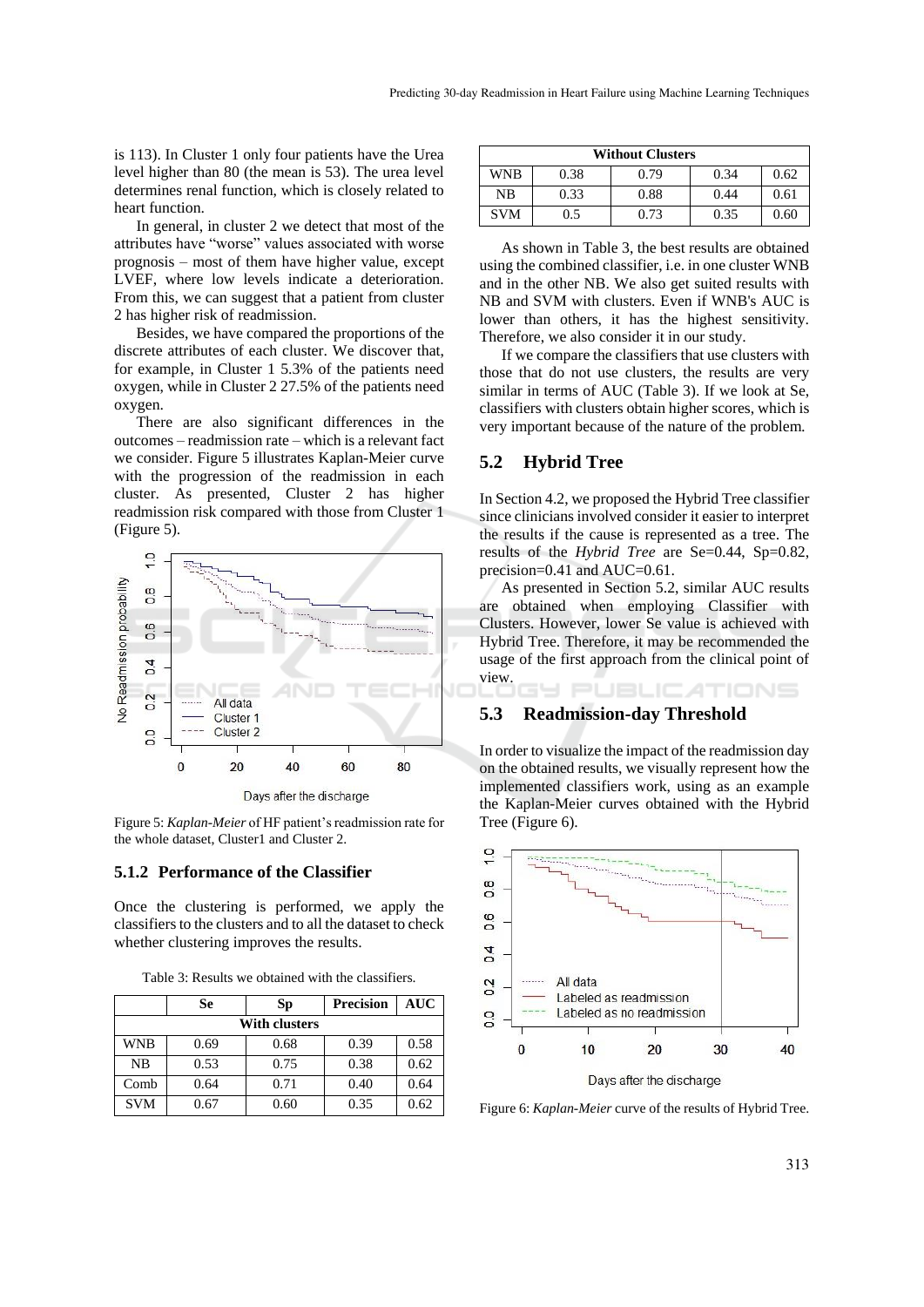is 113). In Cluster 1 only four patients have the Urea level higher than 80 (the mean is 53). The urea level determines renal function, which is closely related to heart function.

In general, in cluster 2 we detect that most of the attributes have "worse" values associated with worse prognosis – most of them have higher value, except LVEF, where low levels indicate a deterioration. From this, we can suggest that a patient from cluster 2 has higher risk of readmission.

Besides, we have compared the proportions of the discrete attributes of each cluster. We discover that, for example, in Cluster 1 5.3% of the patients need oxygen, while in Cluster 2 27.5% of the patients need oxygen.

There are also significant differences in the outcomes – readmission rate – which is a relevant fact we consider. Figure 5 illustrates Kaplan-Meier curve with the progression of the readmission in each cluster. As presented, Cluster 2 has higher readmission risk compared with those from Cluster 1 (Figure 5).

Figure 5: *Kaplan-Meier* of HF patient's readmission rate for the whole dataset, Cluster1 and Cluster 2.

### 5.1.2 Performance of the Classifier

Once the clustering is performed, we apply the classifiers to the clusters and to all the dataset to check whether clustering improves the results.

Table 3: Results we obtained with the classifiers.

| | Se | Sp | Precision | AUC |
|---|---|---|---|---|
| **With clusters** | | | | |
| WNB | 0.69 | 0.68 | 0.39 | 0.58 |
| NB | 0.53 | 0.75 | 0.38 | 0.62 |
| Comb | 0.64 | 0.71 | 0.40 | 0.64 |
| SVM | 0.67 | 0.60 | 0.35 | 0.62 |
| **Without Clusters** | | | | |
| WNB | 0.38 | 0.79 | 0.34 | 0.62 |
| NB | 0.33 | 0.88 | 0.44 | 0.61 |
| SVM | 0.5 | 0.73 | 0.35 | 0.60 |

As shown in Table 3, the best results are obtained using the combined classifier, i.e. in one cluster WNB and in the other NB. We also get suited results with NB and SVM with clusters. Even if WNB's AUC is lower than others, it has the highest sensitivity. Therefore, we also consider it in our study.

If we compare the classifiers that use clusters with those that do not use clusters, the results are very similar in terms of AUC (Table 3). If we look at Se, classifiers with clusters obtain higher scores, which is very important because of the nature of the problem.

## 5.2 Hybrid Tree

In Section 4.2, we proposed the Hybrid Tree classifier since clinicians involved consider it easier to interpret the results if the cause is represented as a tree. The results of the *Hybrid Tree* are Se=0.44, Sp=0.82, precision=0.41 and AUC=0.61.

As presented in Section 5.2, similar AUC results are obtained when employing Classifier with Clusters. However, lower Se value is achieved with Hybrid Tree. Therefore, it may be recommended the usage of the first approach from the clinical point of view.

## 5.3 Readmission-day Threshold

In order to visualize the impact of the readmission day on the obtained results, we visually represent how the implemented classifiers work, using as an example the Kaplan-Meier curves obtained with the Hybrid Tree (Figure 6).

Figure 6: *Kaplan-Meier* curve of the results of Hybrid Tree.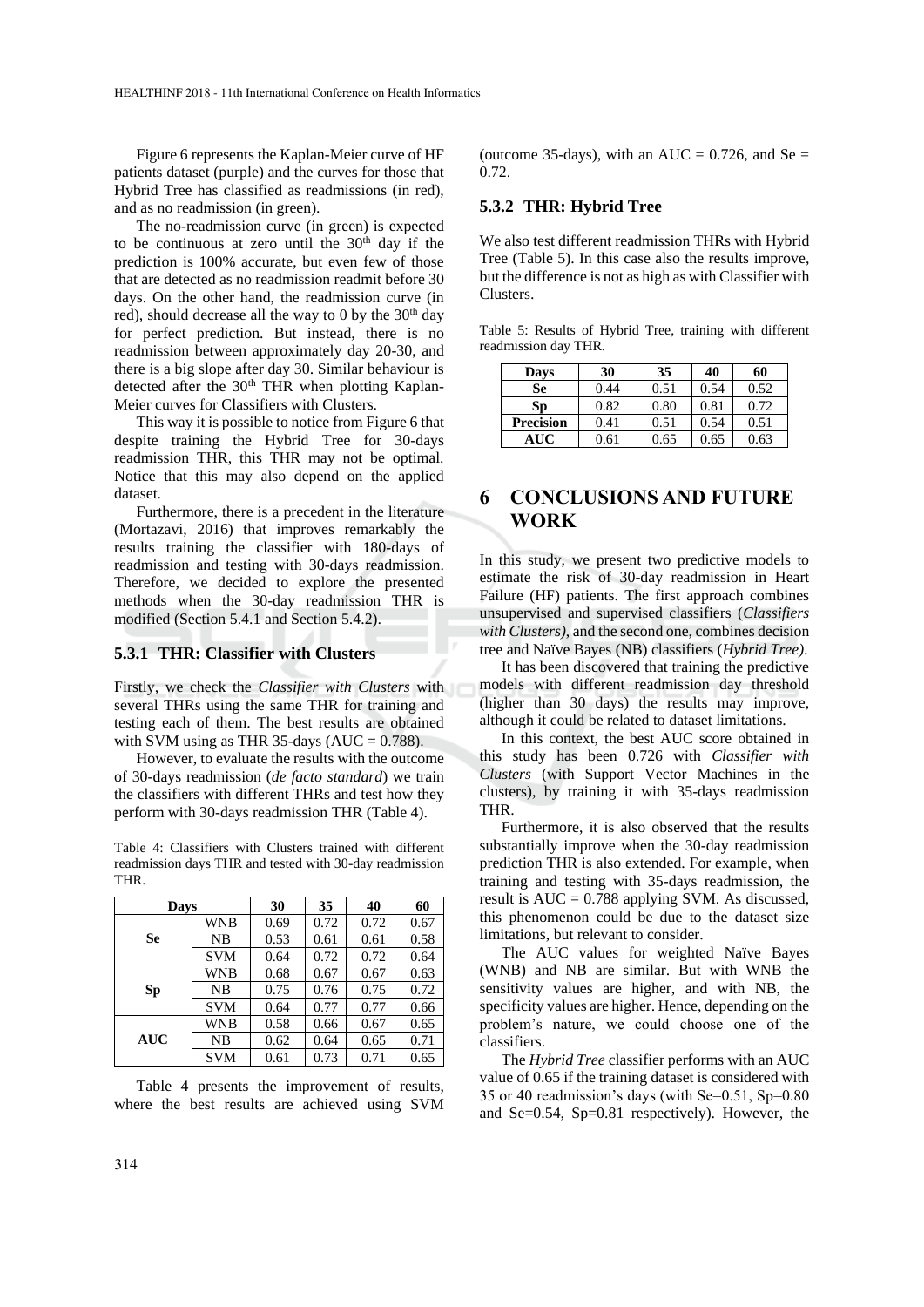Figure 6 represents the Kaplan-Meier curve of HF patients dataset (purple) and the curves for those that Hybrid Tree has classified as readmissions (in red), and as no readmission (in green).

The no-readmission curve (in green) is expected to be continuous at zero until the 30th day if the prediction is 100% accurate, but even few of those that are detected as no readmission readmit before 30 days. On the other hand, the readmission curve (in red), should decrease all the way to 0 by the 30th day for perfect prediction. But instead, there is no readmission between approximately day 20-30, and there is a big slope after day 30. Similar behaviour is detected after the 30th THR when plotting Kaplan-Meier curves for Classifiers with Clusters.

This way it is possible to notice from Figure 6 that despite training the Hybrid Tree for 30-days readmission THR, this THR may not be optimal. Notice that this may also depend on the applied dataset.

Furthermore, there is a precedent in the literature (Mortazavi, 2016) that improves remarkably the results training the classifier with 180-days of readmission and testing with 30-days readmission. Therefore, we decided to explore the presented methods when the 30-day readmission THR is modified (Section 5.4.1 and Section 5.4.2).

### 5.3.1 THR: Classifier with Clusters

Firstly, we check the *Classifier with Clusters* with several THRs using the same THR for training and testing each of them. The best results are obtained with SVM using as THR 35-days (AUC = 0.788).

However, to evaluate the results with the outcome of 30-days readmission (*de facto standard*) we train the classifiers with different THRs and test how they perform with 30-days readmission THR (Table 4).

Table 4: Classifiers with Clusters trained with different readmission days THR and tested with 30-day readmission THR.

| Days | | 30 | 35 | 40 | 60 |
|---|---|---|---|---|---|
| **Se** | WNB | 0.69 | 0.72 | 0.72 | 0.67 |
| | NB | 0.53 | 0.61 | 0.61 | 0.58 |
| | SVM | 0.64 | 0.72 | 0.72 | 0.64 |
| **Sp** | WNB | 0.68 | 0.67 | 0.67 | 0.63 |
| | NB | 0.75 | 0.76 | 0.75 | 0.72 |
| | SVM | 0.64 | 0.77 | 0.77 | 0.66 |
| **AUC** | WNB | 0.58 | 0.66 | 0.67 | 0.65 |
| | NB | 0.62 | 0.64 | 0.65 | 0.71 |
| | SVM | 0.61 | 0.73 | 0.71 | 0.65 |

Table 4 presents the improvement of results, where the best results are achieved using SVM (outcome 35-days), with an AUC = 0.726, and Se = 0.72.

### 5.3.2 THR: Hybrid Tree

We also test different readmission THRs with Hybrid Tree (Table 5). In this case also the results improve, but the difference is not as high as with Classifier with Clusters.

Table 5: Results of Hybrid Tree, training with different readmission day THR.

| Days | 30 | 35 | 40 | 60 |
|---|---|---|---|---|
| **Se** | 0.44 | 0.51 | 0.54 | 0.52 |
| **Sp** | 0.82 | 0.80 | 0.81 | 0.72 |
| **Precision** | 0.41 | 0.51 | 0.54 | 0.51 |
| **AUC** | 0.61 | 0.65 | 0.65 | 0.63 |

## 6 CONCLUSIONS AND FUTURE WORK

In this study, we present two predictive models to estimate the risk of 30-day readmission in Heart Failure (HF) patients. The first approach combines unsupervised and supervised classifiers (*Classifiers with Clusters)*, and the second one, combines decision tree and Naïve Bayes (NB) classifiers (*Hybrid Tree)*.

It has been discovered that training the predictive models with different readmission day threshold (higher than 30 days) the results may improve, although it could be related to dataset limitations.

In this context, the best AUC score obtained in this study has been 0.726 with *Classifier with Clusters* (with Support Vector Machines in the clusters), by training it with 35-days readmission THR.

Furthermore, it is also observed that the results substantially improve when the 30-day readmission prediction THR is also extended. For example, when training and testing with 35-days readmission, the result is AUC = 0.788 applying SVM. As discussed, this phenomenon could be due to the dataset size limitations, but relevant to consider.

The AUC values for weighted Naïve Bayes (WNB) and NB are similar. But with WNB the sensitivity values are higher, and with NB, the specificity values are higher. Hence, depending on the problem's nature, we could choose one of the classifiers.

The *Hybrid Tree* classifier performs with an AUC value of 0.65 if the training dataset is considered with 35 or 40 readmission's days (with Se=0.51, Sp=0.80 and Se=0.54, Sp=0.81 respectively). However, the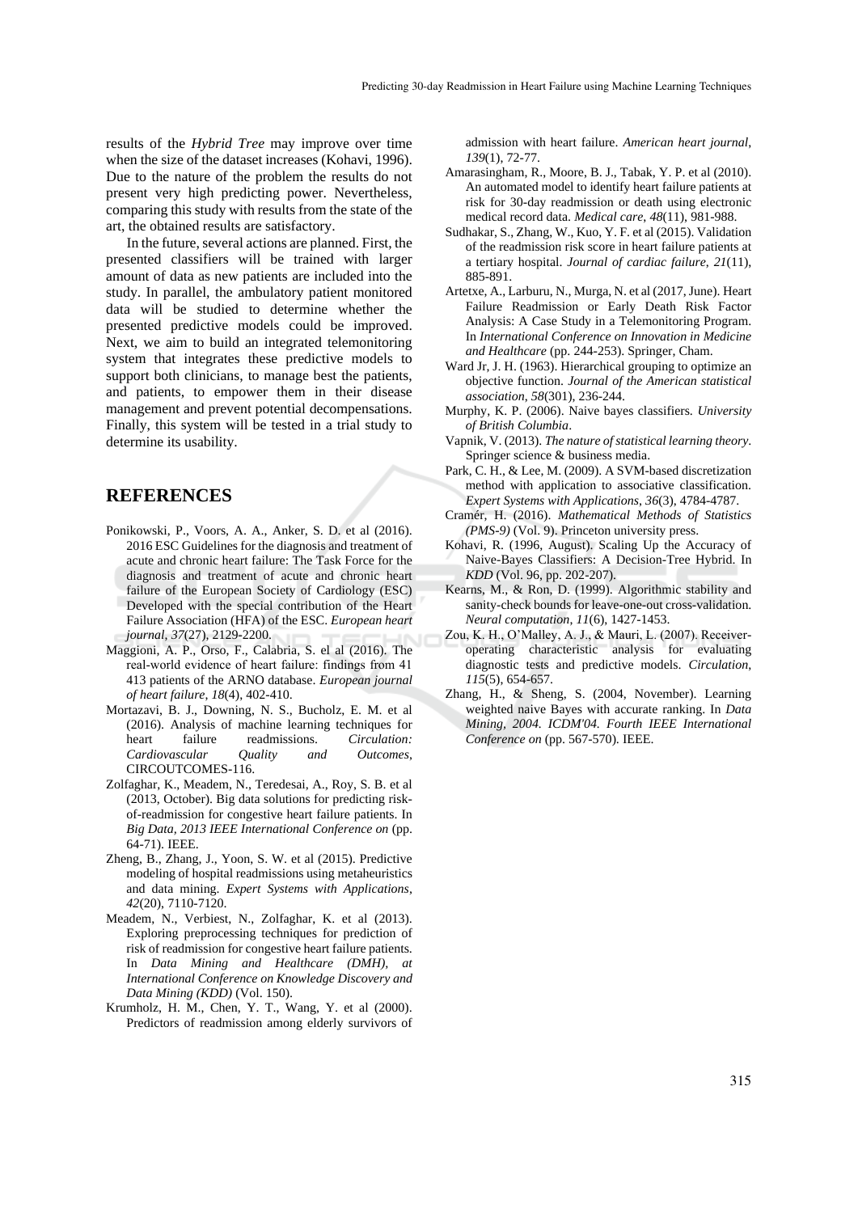results of the *Hybrid Tree* may improve over time when the size of the dataset increases (Kohavi, 1996). Due to the nature of the problem the results do not present very high predicting power. Nevertheless, comparing this study with results from the state of the art, the obtained results are satisfactory.

In the future, several actions are planned. First, the presented classifiers will be trained with larger amount of data as new patients are included into the study. In parallel, the ambulatory patient monitored data will be studied to determine whether the presented predictive models could be improved. Next, we aim to build an integrated telemonitoring system that integrates these predictive models to support both clinicians, to manage best the patients, and patients, to empower them in their disease management and prevent potential decompensations. Finally, this system will be tested in a trial study to determine its usability.

## REFERENCES

Ponikowski, P., Voors, A. A., Anker, S. D. et al (2016). 2016 ESC Guidelines for the diagnosis and treatment of acute and chronic heart failure: The Task Force for the diagnosis and treatment of acute and chronic heart failure of the European Society of Cardiology (ESC) Developed with the special contribution of the Heart Failure Association (HFA) of the ESC. *European heart journal*, *37*(27), 2129-2200.

Maggioni, A. P., Orso, F., Calabria, S. el al (2016). The real-world evidence of heart failure: findings from 41 413 patients of the ARNO database. *European journal of heart failure*, *18*(4), 402-410.

Mortazavi, B. J., Downing, N. S., Bucholz, E. M. et al (2016). Analysis of machine learning techniques for heart failure readmissions. *Circulation: Cardiovascular Quality and Outcomes*, CIRCOUTCOMES-116.

Zolfaghar, K., Meadem, N., Teredesai, A., Roy, S. B. et al (2013, October). Big data solutions for predicting risk-of-readmission for congestive heart failure patients. In *Big Data, 2013 IEEE International Conference on* (pp. 64-71). IEEE.

Zheng, B., Zhang, J., Yoon, S. W. et al (2015). Predictive modeling of hospital readmissions using metaheuristics and data mining. *Expert Systems with Applications*, *42*(20), 7110-7120.

Meadem, N., Verbiest, N., Zolfaghar, K. et al (2013). Exploring preprocessing techniques for prediction of risk of readmission for congestive heart failure patients. In *Data Mining and Healthcare (DMH), at International Conference on Knowledge Discovery and Data Mining (KDD)* (Vol. 150).

Krumholz, H. M., Chen, Y. T., Wang, Y. et al (2000). Predictors of readmission among elderly survivors of admission with heart failure. *American heart journal*, *139*(1), 72-77.

Amarasingham, R., Moore, B. J., Tabak, Y. P. et al (2010). An automated model to identify heart failure patients at risk for 30-day readmission or death using electronic medical record data. *Medical care*, *48*(11), 981-988.

Sudhakar, S., Zhang, W., Kuo, Y. F. et al (2015). Validation of the readmission risk score in heart failure patients at a tertiary hospital. *Journal of cardiac failure*, *21*(11), 885-891.

Artetxe, A., Larburu, N., Murga, N. et al (2017, June). Heart Failure Readmission or Early Death Risk Factor Analysis: A Case Study in a Telemonitoring Program. In *International Conference on Innovation in Medicine and Healthcare* (pp. 244-253). Springer, Cham.

Ward Jr, J. H. (1963). Hierarchical grouping to optimize an objective function. *Journal of the American statistical association*, *58*(301), 236-244.

Murphy, K. P. (2006). Naive bayes classifiers. *University of British Columbia*.

Vapnik, V. (2013). *The nature of statistical learning theory*. Springer science & business media.

Park, C. H., & Lee, M. (2009). A SVM-based discretization method with application to associative classification. *Expert Systems with Applications*, *36*(3), 4784-4787.

Cramér, H. (2016). *Mathematical Methods of Statistics (PMS-9)* (Vol. 9). Princeton university press.

Kohavi, R. (1996, August). Scaling Up the Accuracy of Naive-Bayes Classifiers: A Decision-Tree Hybrid. In *KDD* (Vol. 96, pp. 202-207).

Kearns, M., & Ron, D. (1999). Algorithmic stability and sanity-check bounds for leave-one-out cross-validation. *Neural computation*, *11*(6), 1427-1453.

Zou, K. H., O'Malley, A. J., & Mauri, L. (2007). Receiver-operating characteristic analysis for evaluating diagnostic tests and predictive models. *Circulation*, *115*(5), 654-657.

Zhang, H., & Sheng, S. (2004, November). Learning weighted naive Bayes with accurate ranking. In *Data Mining, 2004. ICDM'04. Fourth IEEE International Conference on* (pp. 567-570). IEEE.